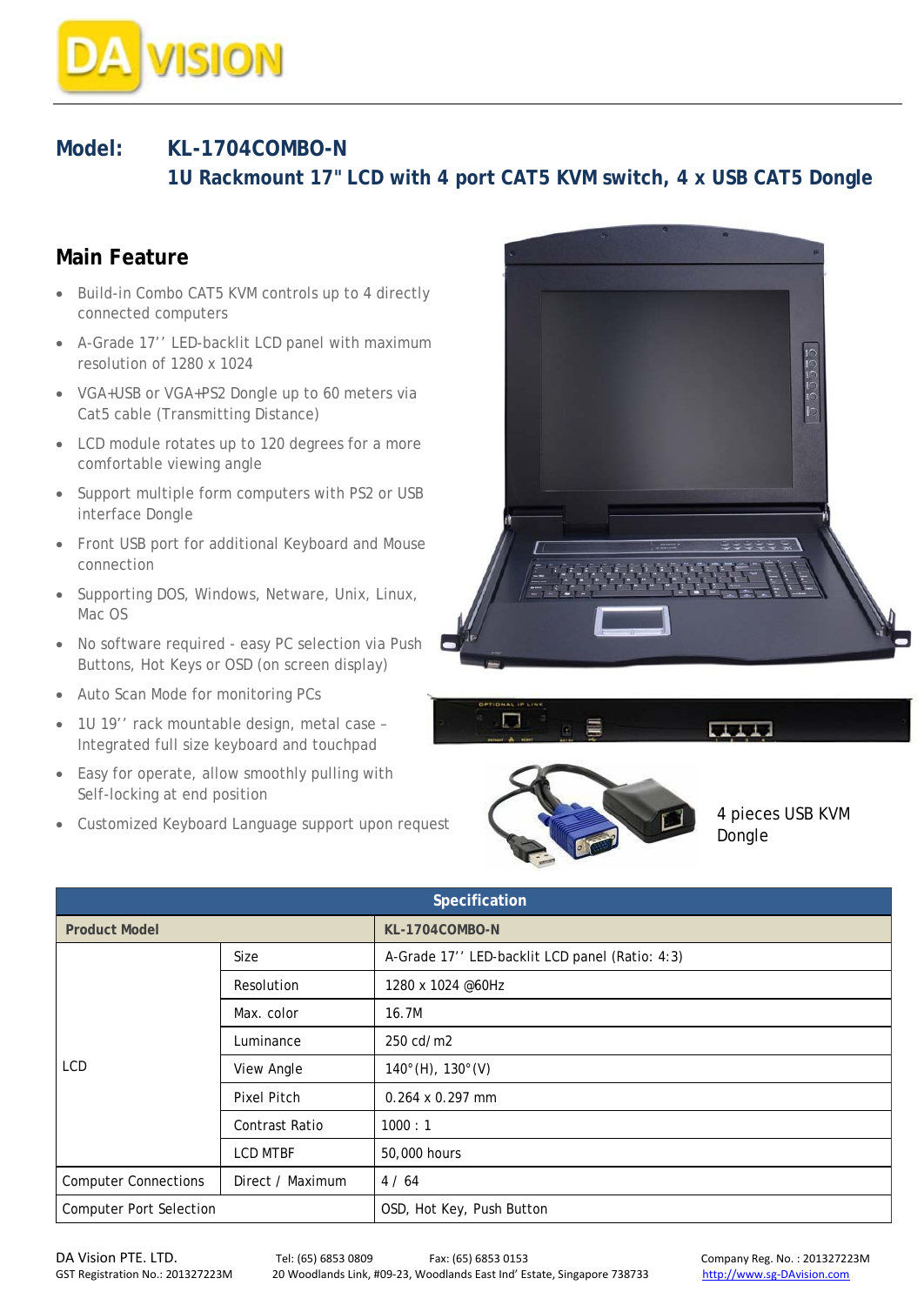**Model:** **KL-1704COMBO-N**

## 1U Rackmount 17" LCD with 4 port CAT5 KVM switch, 4 x USB CAT5 Dongle

## Main Feature

- Build-in Combo CAT5 KVM controls up to 4 directly connected computers
- A-Grade 17'' LED-backlit LCD panel with maximum resolution of 1280 x 1024
- VGA+USB or VGA+PS2 Dongle up to 60 meters via Cat5 cable (Transmitting Distance)
- LCD module rotates up to 120 degrees for a more comfortable viewing angle
- Support multiple form computers with PS2 or USB interface Dongle
- Front USB port for additional Keyboard and Mouse connection
- Supporting DOS, Windows, Netware, Unix, Linux, Mac OS
- No software required - easy PC selection via Push Buttons, Hot Keys or OSD (on screen display)
- Auto Scan Mode for monitoring PCs
- 1U 19'' rack mountable design, metal case – Integrated full size keyboard and touchpad
- Easy for operate, allow smoothly pulling with Self-locking at end position
- Customized Keyboard Language support upon request

4 pieces USB KVM Dongle

| Specification | | |
|---|---|---|
| **Product Model** | | **KL-1704COMBO-N** |
| LCD | Size | A-Grade 17'' LED-backlit LCD panel (Ratio: 4:3) |
| | Resolution | 1280 x 1024 @60Hz |
| | Max. color | 16.7M |
| | Luminance | 250 cd/m2 |
| | View Angle | 140°(H), 130°(V) |
| | Pixel Pitch | 0.264 x 0.297 mm |
| | Contrast Ratio | 1000 : 1 |
| | LCD MTBF | 50,000 hours |
| Computer Connections | Direct / Maximum | 4 / 64 |
| Computer Port Selection | | OSD, Hot Key, Push Button |

DA Vision PTE. LTD. Tel: (65) 6853 0809 Fax: (65) 6853 0153 Company Reg. No.: 201327223M
GST Registration No.: 201327223M 20 Woodlands Link, #09-23, Woodlands East Ind' Estate, Singapore 738733 http://www.sg-DAvision.com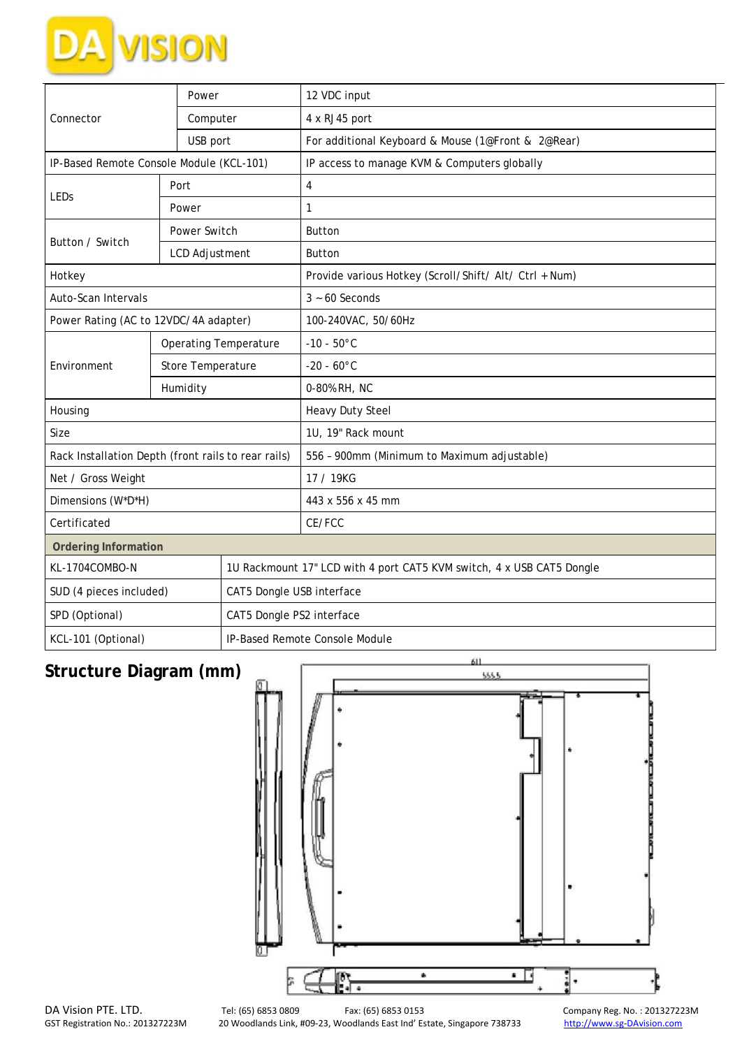| | | |
|---|---|---|
| Connector | Power | 12 VDC input |
| | Computer | 4 x RJ45 port |
| | USB port | For additional Keyboard & Mouse (1@Front & 2@Rear) |
| IP-Based Remote Console Module (KCL-101) | | IP access to manage KVM & Computers globally |
| LEDs | Port | 4 |
| | Power | 1 |
| Button / Switch | Power Switch | Button |
| | LCD Adjustment | Button |
| Hotkey | | Provide various Hotkey (Scroll/Shift/ Alt/ Ctrl + Num) |
| Auto-Scan Intervals | | 3 ~ 60 Seconds |
| Power Rating (AC to 12VDC/4A adapter) | | 100-240VAC, 50/60Hz |
| Environment | Operating Temperature | -10 - 50°C |
| | Store Temperature | -20 - 60°C |
| | Humidity | 0-80%RH, NC |
| Housing | | Heavy Duty Steel |
| Size | | 1U, 19" Rack mount |
| Rack Installation Depth (front rails to rear rails) | | 556 – 900mm (Minimum to Maximum adjustable) |
| Net / Gross Weight | | 17 / 19KG |
| Dimensions (W*D*H) | | 443 x 556 x 45 mm |
| Certificated | | CE/FCC |

**Ordering Information**

| | |
|---|---|
| KL-1704COMBO-N | 1U Rackmount 17" LCD with 4 port CAT5 KVM switch, 4 x USB CAT5 Dongle |
| SUD (4 pieces included) | CAT5 Dongle USB interface |
| SPD (Optional) | CAT5 Dongle PS2 interface |
| KCL-101 (Optional) | IP-Based Remote Console Module |

## Structure Diagram (mm)

611

555.5